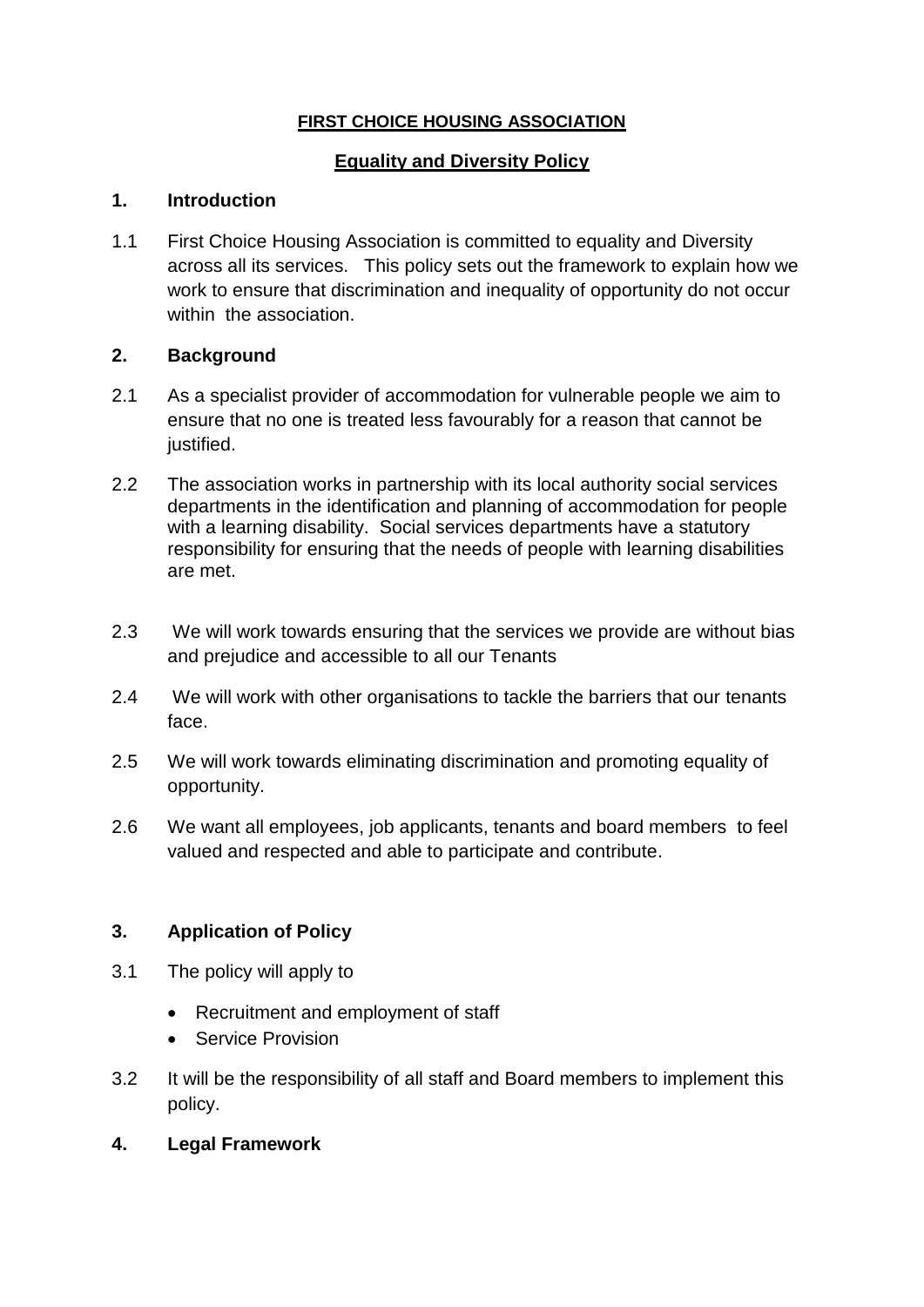**FIRST CHOICE HOUSING ASSOCIATION**

**Equality and Diversity Policy**

## 1. Introduction

1.1 First Choice Housing Association is committed to equality and Diversity across all its services. This policy sets out the framework to explain how we work to ensure that discrimination and inequality of opportunity do not occur within the association.

## 2. Background

2.1 As a specialist provider of accommodation for vulnerable people we aim to ensure that no one is treated less favourably for a reason that cannot be justified.

2.2 The association works in partnership with its local authority social services departments in the identification and planning of accommodation for people with a learning disability. Social services departments have a statutory responsibility for ensuring that the needs of people with learning disabilities are met.

2.3 We will work towards ensuring that the services we provide are without bias and prejudice and accessible to all our Tenants

2.4 We will work with other organisations to tackle the barriers that our tenants face.

2.5 We will work towards eliminating discrimination and promoting equality of opportunity.

2.6 We want all employees, job applicants, tenants and board members to feel valued and respected and able to participate and contribute.

## 3. Application of Policy

3.1 The policy will apply to

- Recruitment and employment of staff
- Service Provision

3.2 It will be the responsibility of all staff and Board members to implement this policy.

## 4. Legal Framework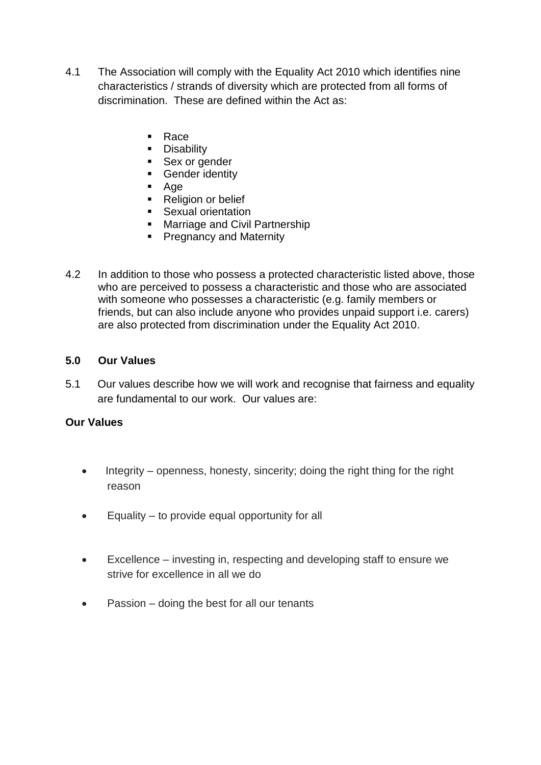4.1 The Association will comply with the Equality Act 2010 which identifies nine characteristics / strands of diversity which are protected from all forms of discrimination. These are defined within the Act as:

- Race
- Disability
- Sex or gender
- Gender identity
- Age
- Religion or belief
- Sexual orientation
- Marriage and Civil Partnership
- Pregnancy and Maternity

4.2 In addition to those who possess a protected characteristic listed above, those who are perceived to possess a characteristic and those who are associated with someone who possesses a characteristic (e.g. family members or friends, but can also include anyone who provides unpaid support i.e. carers) are also protected from discrimination under the Equality Act 2010.

## 5.0 Our Values

5.1 Our values describe how we will work and recognise that fairness and equality are fundamental to our work. Our values are:

**Our Values**

- Integrity – openness, honesty, sincerity; doing the right thing for the right reason
- Equality – to provide equal opportunity for all
- Excellence – investing in, respecting and developing staff to ensure we strive for excellence in all we do
- Passion – doing the best for all our tenants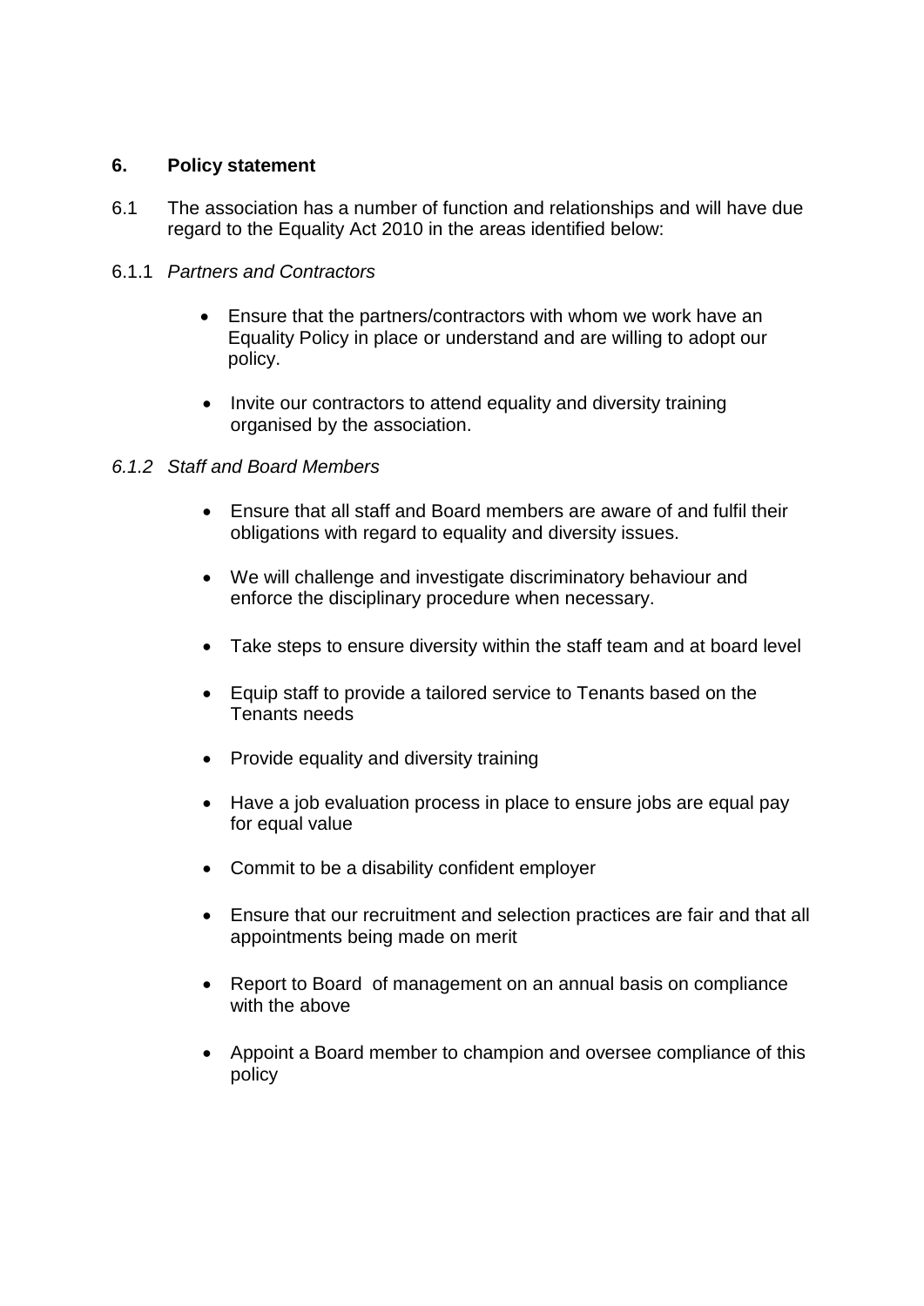## 6. Policy statement

6.1 The association has a number of function and relationships and will have due regard to the Equality Act 2010 in the areas identified below:

6.1.1 *Partners and Contractors*

- Ensure that the partners/contractors with whom we work have an Equality Policy in place or understand and are willing to adopt our policy.
- Invite our contractors to attend equality and diversity training organised by the association.

*6.1.2 Staff and Board Members*

- Ensure that all staff and Board members are aware of and fulfil their obligations with regard to equality and diversity issues.
- We will challenge and investigate discriminatory behaviour and enforce the disciplinary procedure when necessary.
- Take steps to ensure diversity within the staff team and at board level
- Equip staff to provide a tailored service to Tenants based on the Tenants needs
- Provide equality and diversity training
- Have a job evaluation process in place to ensure jobs are equal pay for equal value
- Commit to be a disability confident employer
- Ensure that our recruitment and selection practices are fair and that all appointments being made on merit
- Report to Board of management on an annual basis on compliance with the above
- Appoint a Board member to champion and oversee compliance of this policy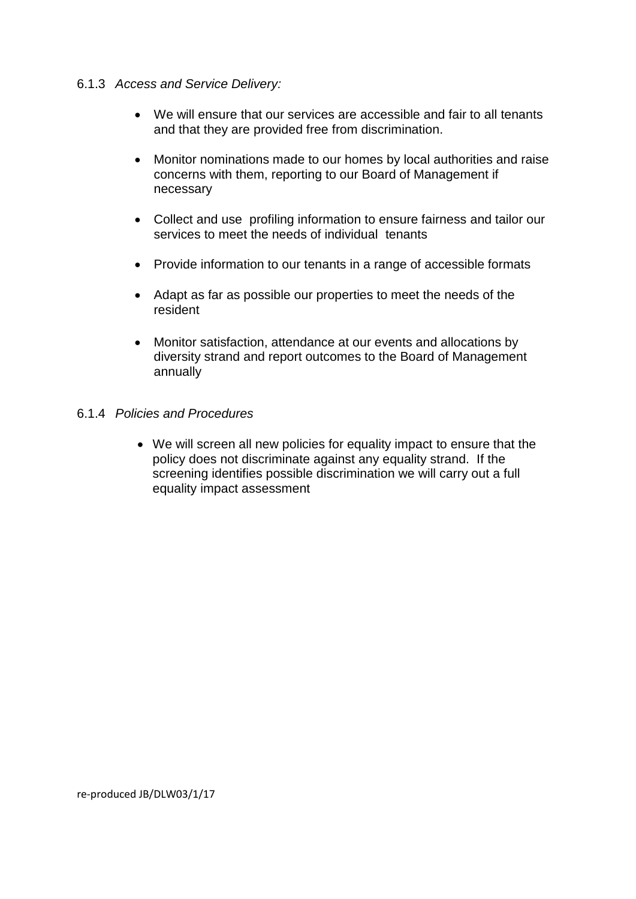6.1.3 *Access and Service Delivery:*

- We will ensure that our services are accessible and fair to all tenants and that they are provided free from discrimination.
- Monitor nominations made to our homes by local authorities and raise concerns with them, reporting to our Board of Management if necessary
- Collect and use profiling information to ensure fairness and tailor our services to meet the needs of individual tenants
- Provide information to our tenants in a range of accessible formats
- Adapt as far as possible our properties to meet the needs of the resident
- Monitor satisfaction, attendance at our events and allocations by diversity strand and report outcomes to the Board of Management annually

6.1.4 *Policies and Procedures*

- We will screen all new policies for equality impact to ensure that the policy does not discriminate against any equality strand. If the screening identifies possible discrimination we will carry out a full equality impact assessment

re-produced JB/DLW03/1/17